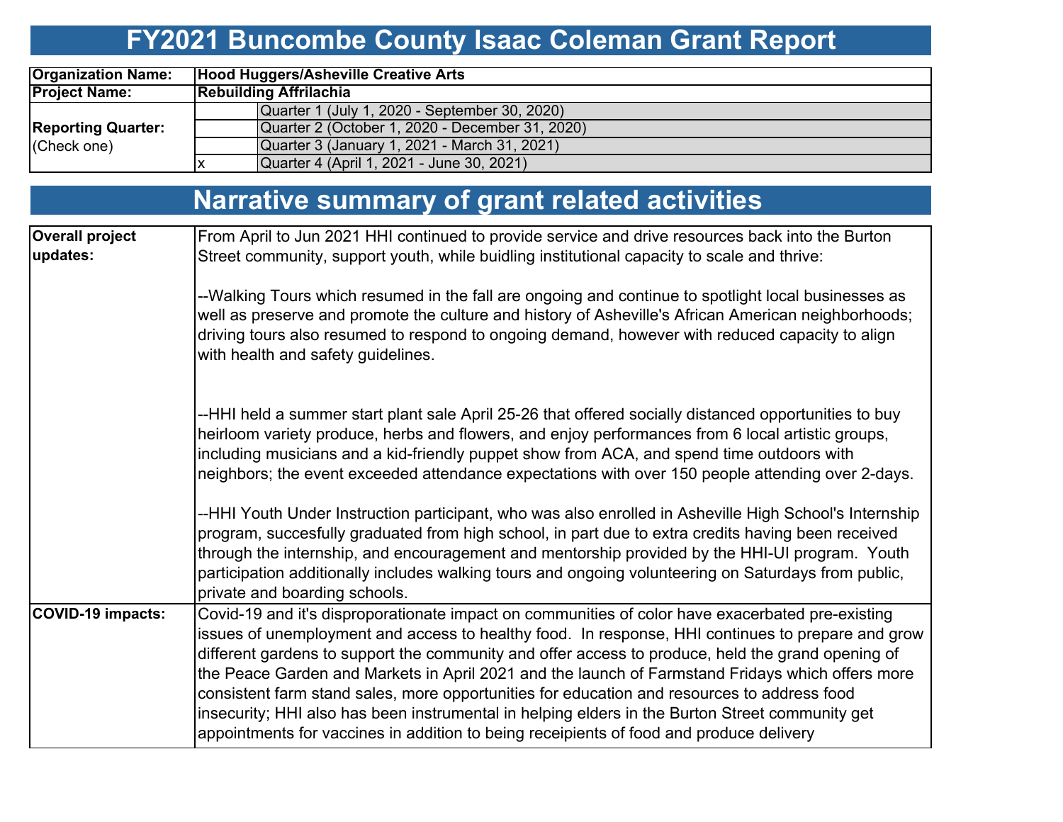# FY2021 Buncombe County Isaac Coleman Grant Report

| | | |
|---|---|---|
| **Organization Name:** | **Hood Huggers/Asheville Creative Arts** | |
| **Project Name:** | **Rebuilding Affrilachia** | |
| **Reporting Quarter:** (Check one) | | Quarter 1 (July 1, 2020 - September 30, 2020) |
| | | Quarter 2 (October 1, 2020 - December 31, 2020) |
| | | Quarter 3 (January 1, 2021 - March 31, 2021) |
| | x | Quarter 4 (April 1, 2021 - June 30, 2021) |

# Narrative summary of grant related activities

| | |
|---|---|
| **Overall project updates:** | From April to Jun 2021 HHI continued to provide service and drive resources back into the Burton Street community, support youth, while buidling institutional capacity to scale and thrive:<br><br>--Walking Tours which resumed in the fall are ongoing and continue to spotlight local businesses as well as preserve and promote the culture and history of Asheville's African American neighborhoods; driving tours also resumed to respond to ongoing demand, however with reduced capacity to align with health and safety guidelines.<br><br>--HHI held a summer start plant sale April 25-26 that offered socially distanced opportunities to buy heirloom variety produce, herbs and flowers, and enjoy performances from 6 local artistic groups, including musicians and a kid-friendly puppet show from ACA, and spend time outdoors with neighbors; the event exceeded attendance expectations with over 150 people attending over 2-days.<br><br>--HHI Youth Under Instruction participant, who was also enrolled in Asheville High School's Internship program, succesfully graduated from high school, in part due to extra credits having been received through the internship, and encouragement and mentorship provided by the HHI-UI program. Youth participation additionally includes walking tours and ongoing volunteering on Saturdays from public, private and boarding schools. |
| **COVID-19 impacts:** | Covid-19 and it's disproportionate impact on communities of color have exacerbated pre-existing issues of unemployment and access to healthy food. In response, HHI continues to prepare and grow different gardens to support the community and offer access to produce, held the grand opening of the Peace Garden and Markets in April 2021 and the launch of Farmstand Fridays which offers more consistent farm stand sales, more opportunities for education and resources to address food insecurity; HHI also has been instrumental in helping elders in the Burton Street community get appointments for vaccines in addition to being receipeients of food and produce delivery |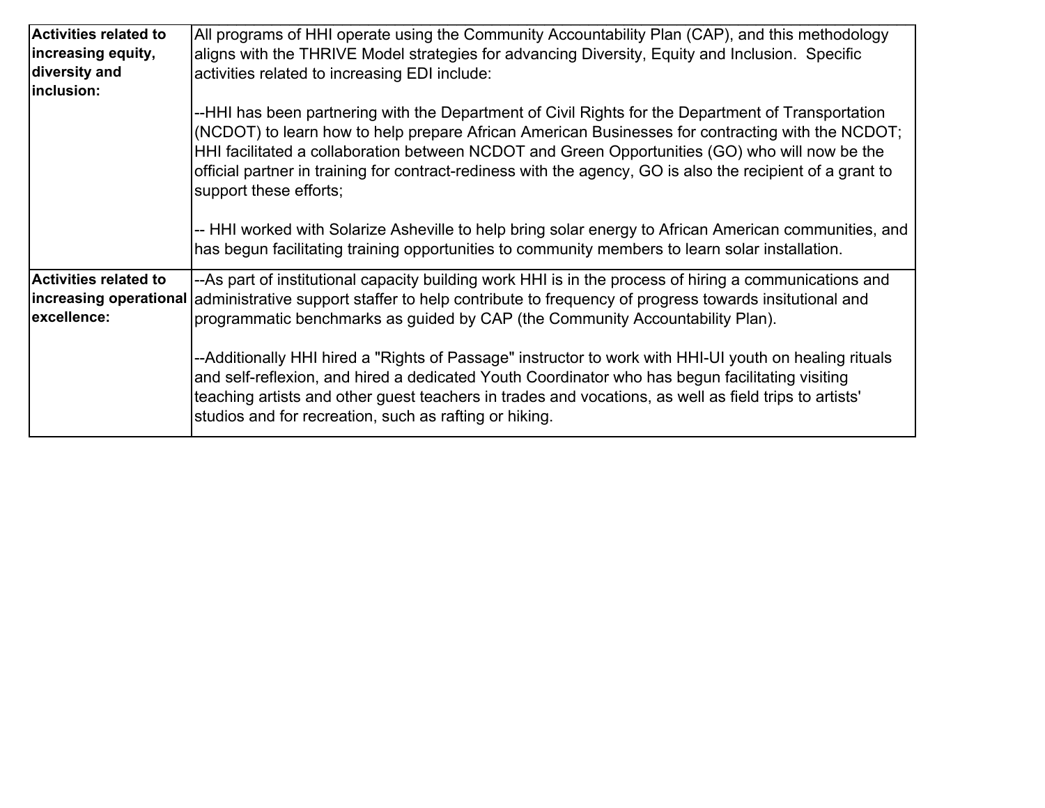| | |
|---|---|
| **Activities related to increasing equity, diversity and inclusion:** | All programs of HHI operate using the Community Accountability Plan (CAP), and this methodology aligns with the THRIVE Model strategies for advancing Diversity, Equity and Inclusion. Specific activities related to increasing EDI include:<br><br>--HHI has been partnering with the Department of Civil Rights for the Department of Transportation (NCDOT) to learn how to help prepare African American Businesses for contracting with the NCDOT; HHI facilitated a collaboration between NCDOT and Green Opportunities (GO) who will now be the official partner in training for contract-rediness with the agency, GO is also the recipient of a grant to support these efforts;<br><br>-- HHI worked with Solarize Asheville to help bring solar energy to African American communities, and has begun facilitating training opportunities to community members to learn solar installation. |
| **Activities related to increasing operational excellence:** | --As part of institutional capacity building work HHI is in the process of hiring a communications and administrative support staffer to help contribute to frequency of progress towards insitutional and programmatic benchmarks as guided by CAP (the Community Accountability Plan).<br><br>--Additionally HHI hired a "Rights of Passage" instructor to work with HHI-UI youth on healing rituals and self-reflexion, and hired a dedicated Youth Coordinator who has begun facilitating visiting teaching artists and other guest teachers in trades and vocations, as well as field trips to artists' studios and for recreation, such as rafting or hiking. |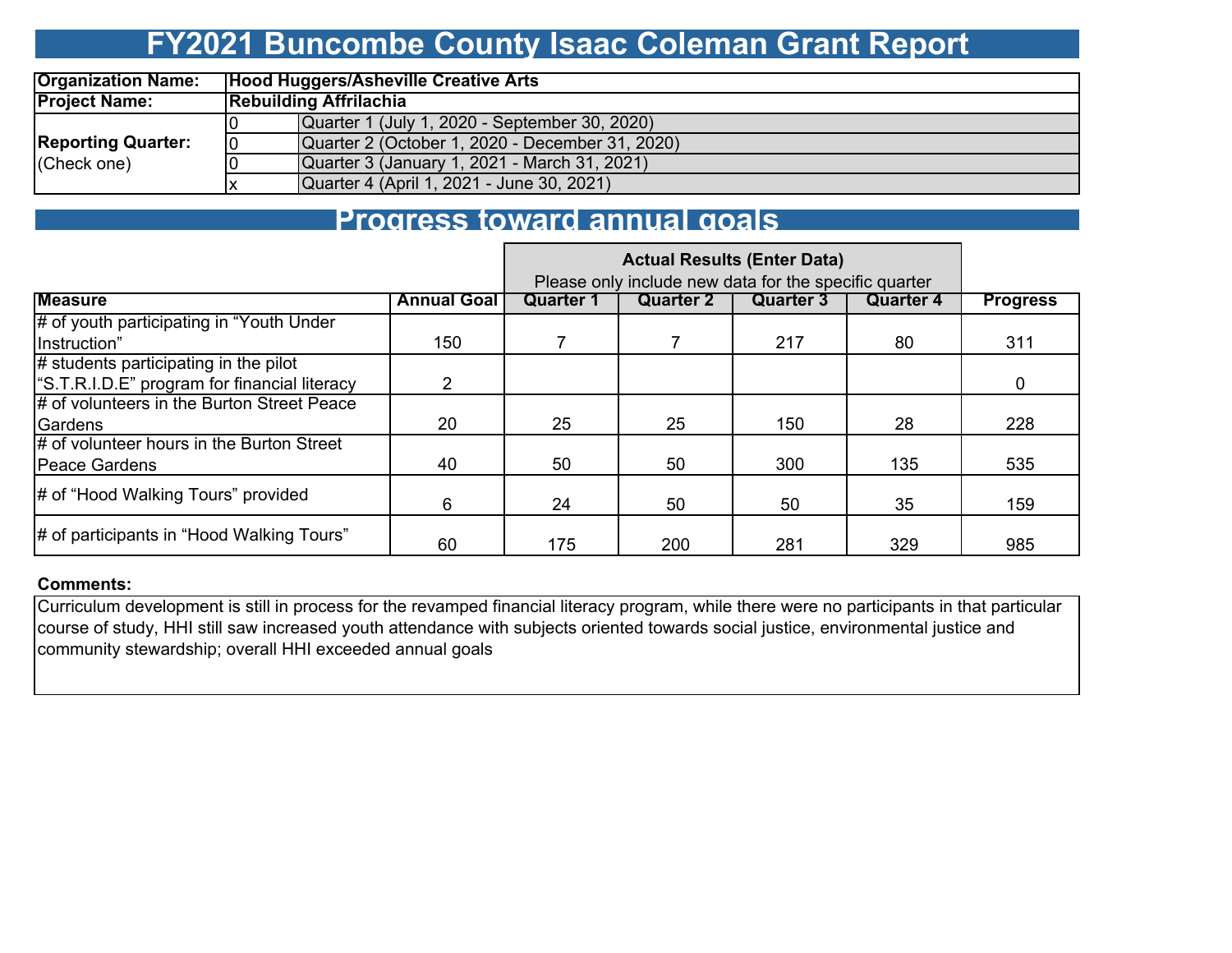# FY2021 Buncombe County Isaac Coleman Grant Report

| | | |
|---|---|---|
| **Organization Name:** | **Hood Huggers/Asheville Creative Arts** | |
| **Project Name:** | **Rebuilding Affrilachia** | |
| **Reporting Quarter:** (Check one) | 0 | Quarter 1 (July 1, 2020 - September 30, 2020) |
| | 0 | Quarter 2 (October 1, 2020 - December 31, 2020) |
| | 0 | Quarter 3 (January 1, 2021 - March 31, 2021) |
| | x | Quarter 4 (April 1, 2021 - June 30, 2021) |

## Progress toward annual goals

| | | **Actual Results (Enter Data)** Please only include new data for the specific quarter | | | | |
|---|---|---|---|---|---|---|
| **Measure** | **Annual Goal** | **Quarter 1** | **Quarter 2** | **Quarter 3** | **Quarter 4** | **Progress** |
| # of youth participating in "Youth Under Instruction" | 150 | 7 | 7 | 217 | 80 | 311 |
| # students participating in the pilot "S.T.R.I.D.E" program for financial literacy | 2 | | | | | 0 |
| # of volunteers in the Burton Street Peace Gardens | 20 | 25 | 25 | 150 | 28 | 228 |
| # of volunteer hours in the Burton Street Peace Gardens | 40 | 50 | 50 | 300 | 135 | 535 |
| # of "Hood Walking Tours" provided | 6 | 24 | 50 | 50 | 35 | 159 |
| # of participants in "Hood Walking Tours" | 60 | 175 | 200 | 281 | 329 | 985 |

**Comments:**

Curriculum development is still in process for the revamped financial literacy program, while there were no participants in that particular course of study, HHI still saw increased youth attendance with subjects oriented towards social justice, environmental justice and community stewardship; overall HHI exceeded annual goals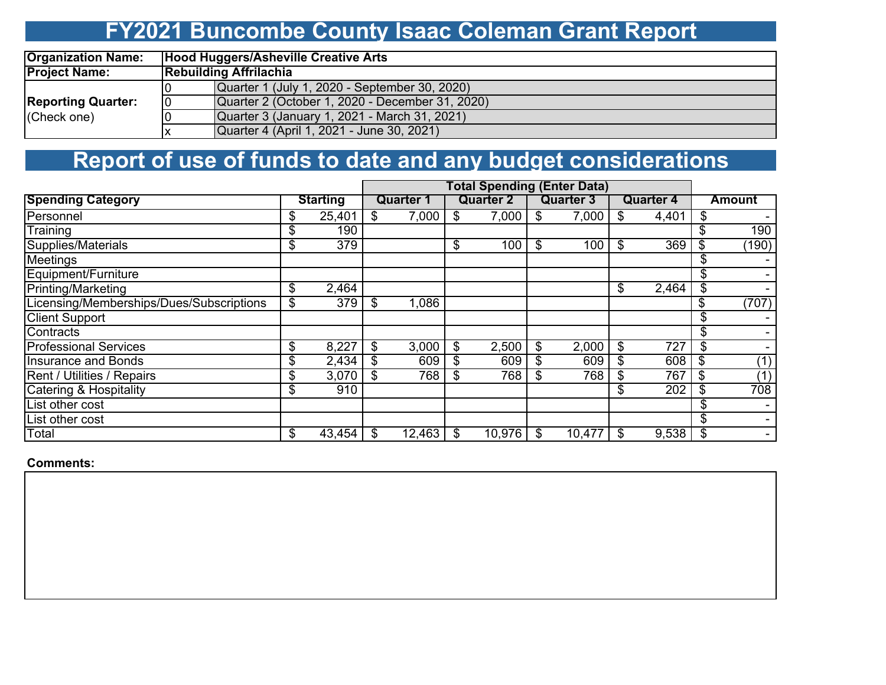# FY2021 Buncombe County Isaac Coleman Grant Report

| | | |
|---|---|---|
| **Organization Name:** | **Hood Huggers/Asheville Creative Arts** | |
| **Project Name:** | **Rebuilding Affrilachia** | |
| **Reporting Quarter:** (Check one) | 0 | Quarter 1 (July 1, 2020 - September 30, 2020) |
| | 0 | Quarter 2 (October 1, 2020 - December 31, 2020) |
| | 0 | Quarter 3 (January 1, 2021 - March 31, 2021) |
| | x | Quarter 4 (April 1, 2021 - June 30, 2021) |

# Report of use of funds to date and any budget considerations

| | | Total Spending (Enter Data) | | | | |
|---|---|---|---|---|---|---|
| **Spending Category** | **Starting** | **Quarter 1** | **Quarter 2** | **Quarter 3** | **Quarter 4** | **Amount** |
| Personnel | $ 25,401 | $ 7,000 | $ 7,000 | $ 7,000 | $ 4,401 | $ - |
| Training | $ 190 | | | | | $ 190 |
| Supplies/Materials | $ 379 | | $ 100 | $ 100 | $ 369 | $ (190) |
| Meetings | | | | | | $ - |
| Equipment/Furniture | | | | | | $ - |
| Printing/Marketing | $ 2,464 | | | | $ 2,464 | $ - |
| Licensing/Memberships/Dues/Subscriptions | $ 379 | $ 1,086 | | | | $ (707) |
| Client Support | | | | | | $ - |
| Contracts | | | | | | $ - |
| Professional Services | $ 8,227 | $ 3,000 | $ 2,500 | $ 2,000 | $ 727 | $ - |
| Insurance and Bonds | $ 2,434 | $ 609 | $ 609 | $ 609 | $ 608 | $ (1) |
| Rent / Utilities / Repairs | $ 3,070 | $ 768 | $ 768 | $ 768 | $ 767 | $ (1) |
| Catering & Hospitality | $ 910 | | | | $ 202 | $ 708 |
| List other cost | | | | | | $ - |
| List other cost | | | | | | $ - |
| Total | $ 43,454 | $ 12,463 | $ 10,976 | $ 10,477 | $ 9,538 | $ - |

**Comments:**